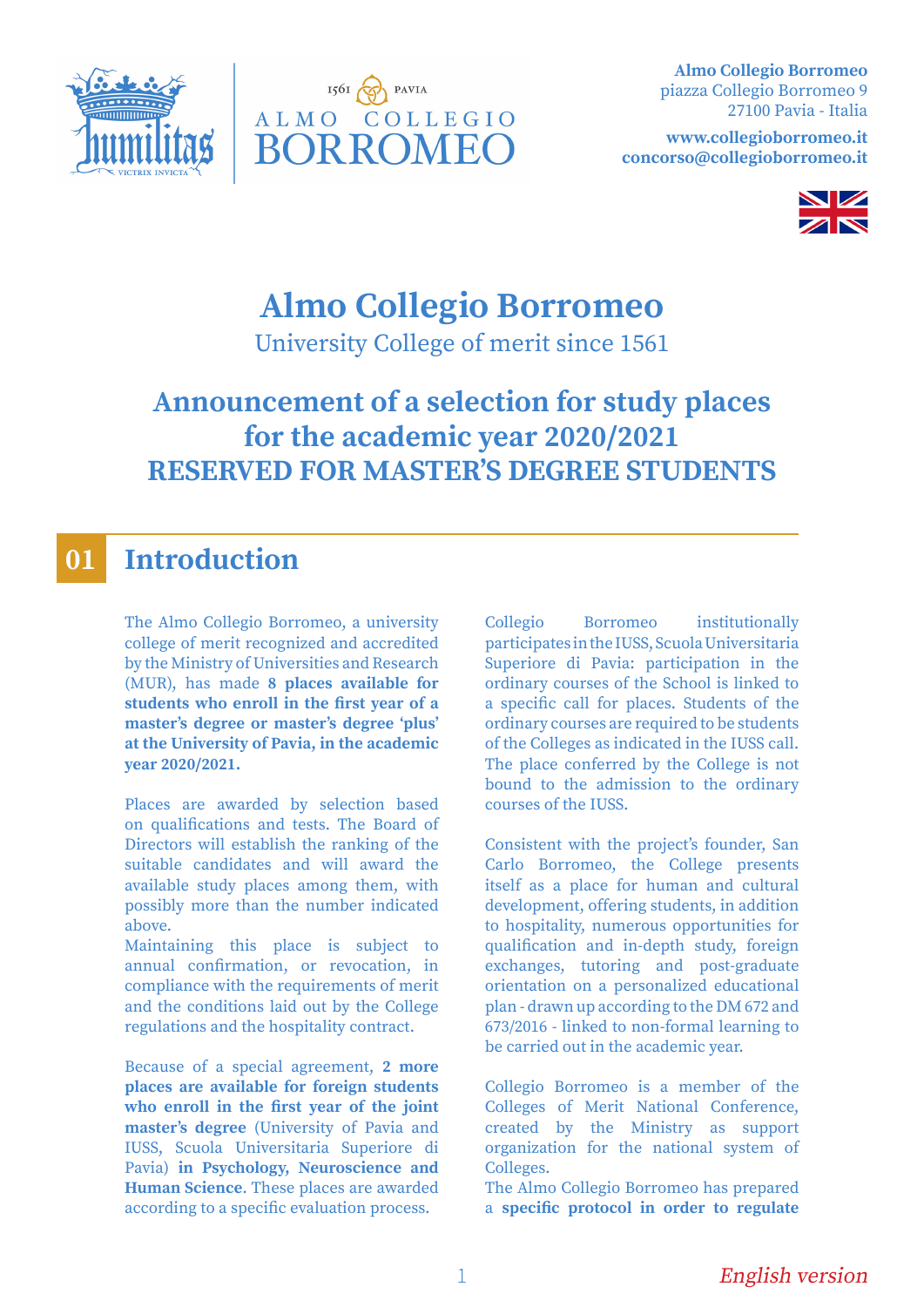**Almo Collegio Borromeo**
piazza Collegio Borromeo 9
27100 Pavia - Italia

**www.collegioborromeo.it**
**concorso@collegioborromeo.it**

# Almo Collegio Borromeo

University College of merit since 1561

## Announcement of a selection for study places for the academic year 2020/2021 RESERVED FOR MASTER'S DEGREE STUDENTS

## 01 Introduction

The Almo Collegio Borromeo, a university college of merit recognized and accredited by the Ministry of Universities and Research (MUR), has made **8 places available for students who enroll in the first year of a master's degree or master's degree 'plus' at the University of Pavia, in the academic year 2020/2021.**

Places are awarded by selection based on qualifications and tests. The Board of Directors will establish the ranking of the suitable candidates and will award the available study places among them, with possibly more than the number indicated above.
Maintaining this place is subject to annual confirmation, or revocation, in compliance with the requirements of merit and the conditions laid out by the College regulations and the hospitality contract.

Because of a special agreement, **2 more places are available for foreign students who enroll in the first year of the joint master's degree** (University of Pavia and IUSS, Scuola Universitaria Superiore di Pavia) **in Psychology, Neuroscience and Human Science**. These places are awarded according to a specific evaluation process.

Collegio Borromeo institutionally participates in the IUSS, Scuola Universitaria Superiore di Pavia: participation in the ordinary courses of the School is linked to a specific call for places. Students of the ordinary courses are required to be students of the Colleges as indicated in the IUSS call. The place conferred by the College is not bound to the admission to the ordinary courses of the IUSS.

Consistent with the project's founder, San Carlo Borromeo, the College presents itself as a place for human and cultural development, offering students, in addition to hospitality, numerous opportunities for qualification and in-depth study, foreign exchanges, tutoring and post-graduate orientation on a personalized educational plan - drawn up according to the DM 672 and 673/2016 - linked to non-formal learning to be carried out in the academic year.

Collegio Borromeo is a member of the Colleges of Merit National Conference, created by the Ministry as support organization for the national system of Colleges.
The Almo Collegio Borromeo has prepared a **specific protocol in order to regulate**

*English version*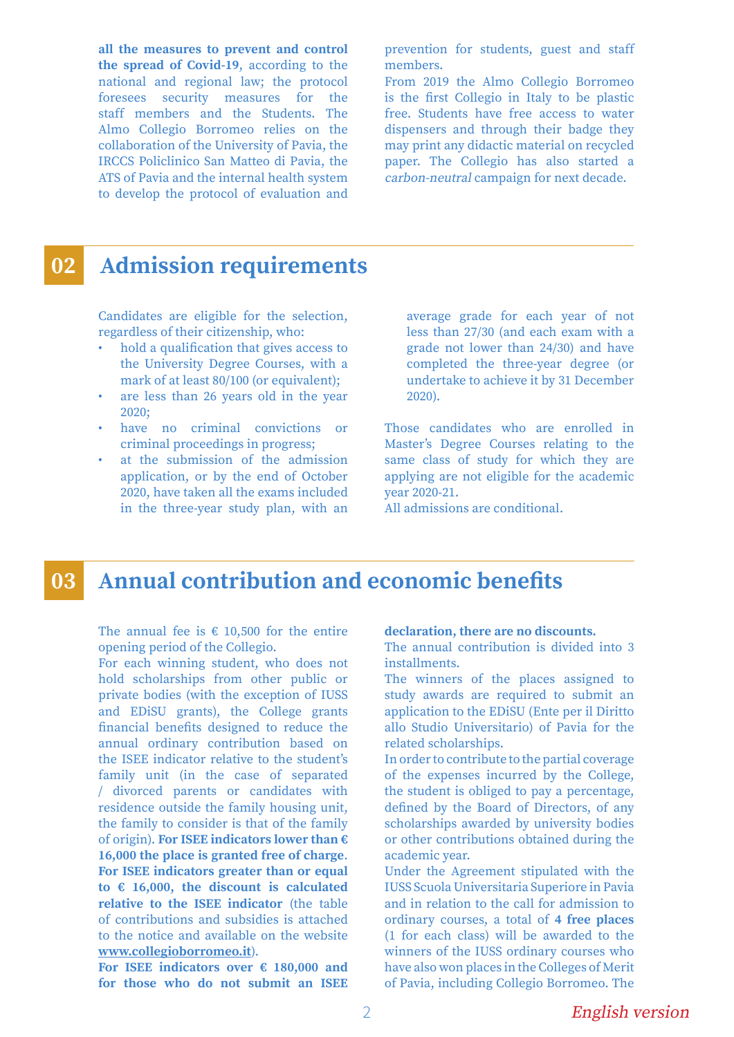**all the measures to prevent and control the spread of Covid-19**, according to the national and regional law; the protocol foresees security measures for the staff members and the Students. The Almo Collegio Borromeo relies on the collaboration of the University of Pavia, the IRCCS Policlinico San Matteo di Pavia, the ATS of Pavia and the internal health system to develop the protocol of evaluation and prevention for students, guest and staff members.

From 2019 the Almo Collegio Borromeo is the first Collegio in Italy to be plastic free. Students have free access to water dispensers and through their badge they may print any didactic material on recycled paper. The Collegio has also started a *carbon-neutral* campaign for next decade.

## 02 Admission requirements

Candidates are eligible for the selection, regardless of their citizenship, who:

- hold a qualification that gives access to the University Degree Courses, with a mark of at least 80/100 (or equivalent);
- are less than 26 years old in the year 2020;
- have no criminal convictions or criminal proceedings in progress;
- at the submission of the admission application, or by the end of October 2020, have taken all the exams included in the three-year study plan, with an average grade for each year of not less than 27/30 (and each exam with a grade not lower than 24/30) and have completed the three-year degree (or undertake to achieve it by 31 December 2020).

Those candidates who are enrolled in Master's Degree Courses relating to the same class of study for which they are applying are not eligible for the academic year 2020-21.

All admissions are conditional.

## 03 Annual contribution and economic benefits

The annual fee is € 10,500 for the entire opening period of the Collegio.

For each winning student, who does not hold scholarships from other public or private bodies (with the exception of IUSS and EDiSU grants), the College grants financial benefits designed to reduce the annual ordinary contribution based on the ISEE indicator relative to the student's family unit (in the case of separated / divorced parents or candidates with residence outside the family housing unit, the family to consider is that of the family of origin). **For ISEE indicators lower than € 16,000 the place is granted free of charge**. **For ISEE indicators greater than or equal to € 16,000, the discount is calculated relative to the ISEE indicator** (the table of contributions and subsidies is attached to the notice and available on the website **www.collegioborromeo.it**).

**For ISEE indicators over € 180,000 and for those who do not submit an ISEE declaration, there are no discounts.**

The annual contribution is divided into 3 installments.

The winners of the places assigned to study awards are required to submit an application to the EDiSU (Ente per il Diritto allo Studio Universitario) of Pavia for the related scholarships.

In order to contribute to the partial coverage of the expenses incurred by the College, the student is obliged to pay a percentage, defined by the Board of Directors, of any scholarships awarded by university bodies or other contributions obtained during the academic year.

Under the Agreement stipulated with the IUSS Scuola Universitaria Superiore in Pavia and in relation to the call for admission to ordinary courses, a total of **4 free places** (1 for each class) will be awarded to the winners of the IUSS ordinary courses who have also won places in the Colleges of Merit of Pavia, including Collegio Borromeo. The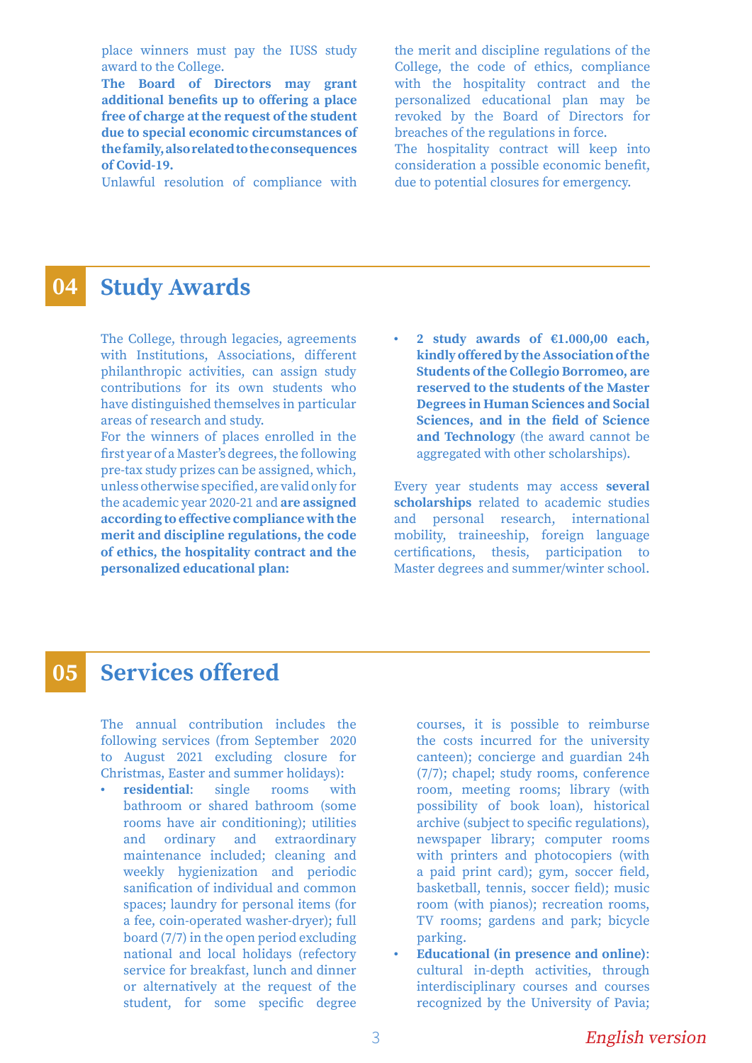place winners must pay the IUSS study award to the College.

**The Board of Directors may grant additional benefits up to offering a place free of charge at the request of the student due to special economic circumstances of the family, also related to the consequences of Covid-19.**

Unlawful resolution of compliance with the merit and discipline regulations of the College, the code of ethics, compliance with the hospitality contract and the personalized educational plan may be revoked by the Board of Directors for breaches of the regulations in force.

The hospitality contract will keep into consideration a possible economic benefit, due to potential closures for emergency.

## 04 Study Awards

The College, through legacies, agreements with Institutions, Associations, different philanthropic activities, can assign study contributions for its own students who have distinguished themselves in particular areas of research and study.

For the winners of places enrolled in the first year of a Master's degrees, the following pre-tax study prizes can be assigned, which, unless otherwise specified, are valid only for the academic year 2020-21 and **are assigned according to effective compliance with the merit and discipline regulations, the code of ethics, the hospitality contract and the personalized educational plan:**

- **2 study awards of €1.000,00 each, kindly offered by the Association of the Students of the Collegio Borromeo, are reserved to the students of the Master Degrees in Human Sciences and Social Sciences, and in the field of Science and Technology** (the award cannot be aggregated with other scholarships).

Every year students may access **several scholarships** related to academic studies and personal research, international mobility, traineeship, foreign language certifications, thesis, participation to Master degrees and summer/winter school.

## 05 Services offered

The annual contribution includes the following services (from September 2020 to August 2021 excluding closure for Christmas, Easter and summer holidays):

- **residential**: single rooms with bathroom or shared bathroom (some rooms have air conditioning); utilities and ordinary and extraordinary maintenance included; cleaning and weekly hygienization and periodic sanification of individual and common spaces; laundry for personal items (for a fee, coin-operated washer-dryer); full board (7/7) in the open period excluding national and local holidays (refectory service for breakfast, lunch and dinner or alternatively at the request of the student, for some specific degree courses, it is possible to reimburse the costs incurred for the university canteen); concierge and guardian 24h (7/7); chapel; study rooms, conference room, meeting rooms; library (with possibility of book loan), historical archive (subject to specific regulations), newspaper library; computer rooms with printers and photocopiers (with a paid print card); gym, soccer field, basketball, tennis, soccer field); music room (with pianos); recreation rooms, TV rooms; gardens and park; bicycle parking.
- **Educational (in presence and online)**: cultural in-depth activities, through interdisciplinary courses and courses recognized by the University of Pavia;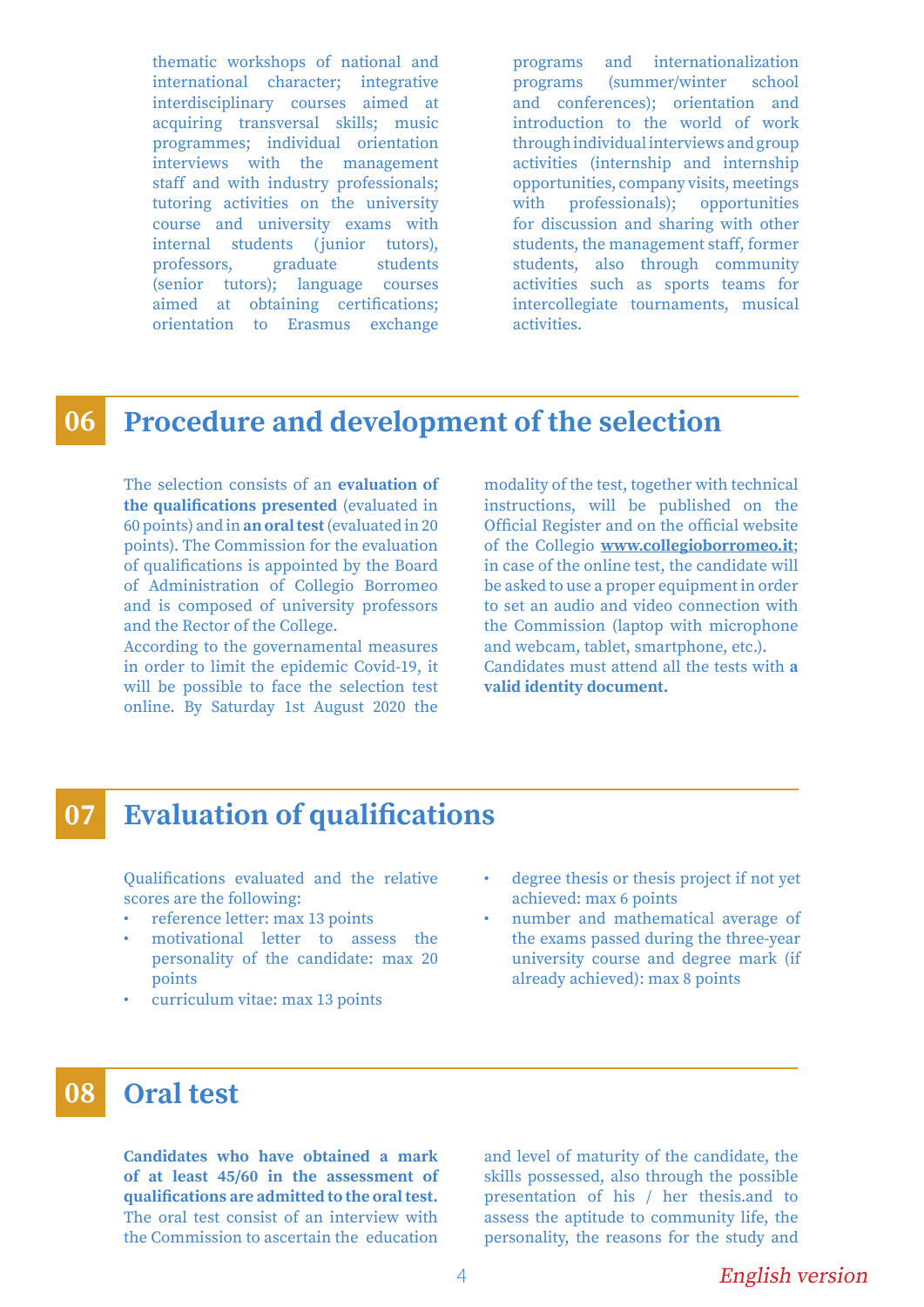thematic workshops of national and international character; integrative interdisciplinary courses aimed at acquiring transversal skills; music programmes; individual orientation interviews with the management staff and with industry professionals; tutoring activities on the university course and university exams with internal students (junior tutors), professors, graduate students (senior tutors); language courses aimed at obtaining certifications; orientation to Erasmus exchange programs and internationalization programs (summer/winter school and conferences); orientation and introduction to the world of work through individual interviews and group activities (internship and internship opportunities, company visits, meetings with professionals); opportunities for discussion and sharing with other students, the management staff, former students, also through community activities such as sports teams for intercollegiate tournaments, musical activities.

## 06 Procedure and development of the selection

The selection consists of an **evaluation of the qualifications presented** (evaluated in 60 points) and in **an oral test** (evaluated in 20 points). The Commission for the evaluation of qualifications is appointed by the Board of Administration of Collegio Borromeo and is composed of university professors and the Rector of the College.

According to the governamental measures in order to limit the epidemic Covid-19, it will be possible to face the selection test online. By Saturday 1st August 2020 the modality of the test, together with technical instructions, will be published on the Official Register and on the official website of the Collegio **www.collegioborromeo.it**; in case of the online test, the candidate will be asked to use a proper equipment in order to set an audio and video connection with the Commission (laptop with microphone and webcam, tablet, smartphone, etc.).

Candidates must attend all the tests with **a valid identity document.**

## 07 Evaluation of qualifications

Qualifications evaluated and the relative scores are the following:

- reference letter: max 13 points
- motivational letter to assess the personality of the candidate: max 20 points
- curriculum vitae: max 13 points
- degree thesis or thesis project if not yet achieved: max 6 points
- number and mathematical average of the exams passed during the three-year university course and degree mark (if already achieved): max 8 points

## 08 Oral test

**Candidates who have obtained a mark of at least 45/60 in the assessment of qualifications are admitted to the oral test.** The oral test consist of an interview with the Commission to ascertain the education and level of maturity of the candidate, the skills possessed, also through the possible presentation of his / her thesis.and to assess the aptitude to community life, the personality, the reasons for the study and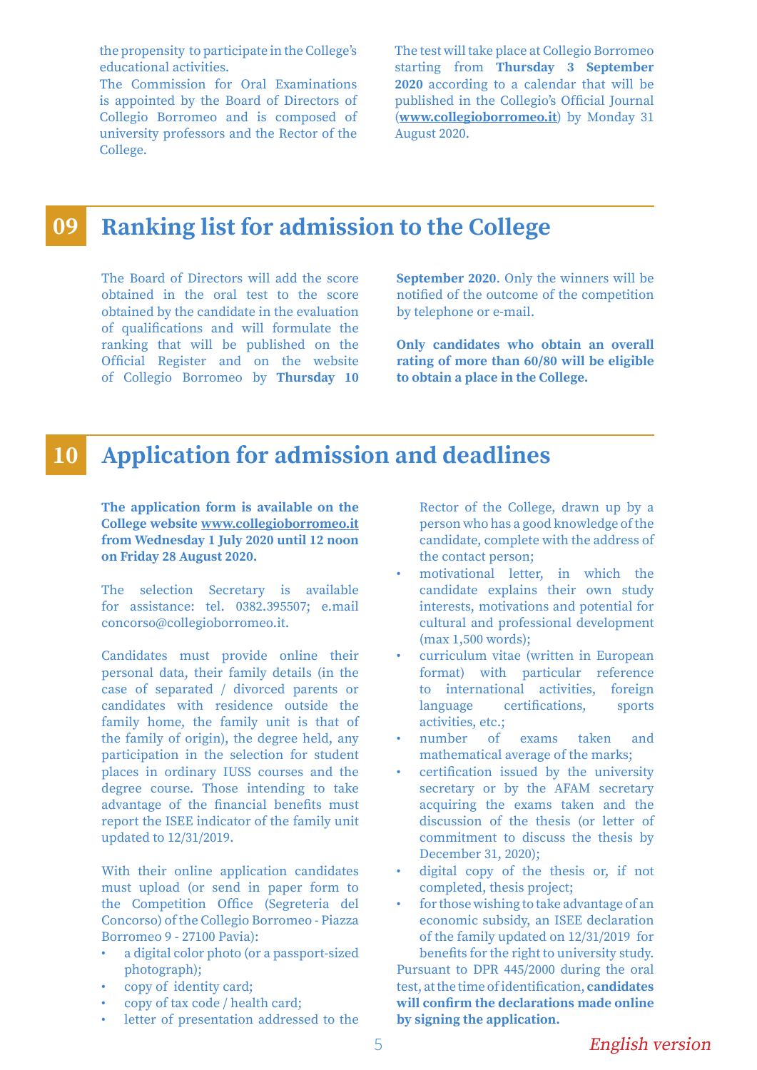the propensity to participate in the College's educational activities.

The Commission for Oral Examinations is appointed by the Board of Directors of Collegio Borromeo and is composed of university professors and the Rector of the College.

The test will take place at Collegio Borromeo starting from **Thursday 3 September 2020** according to a calendar that will be published in the Collegio's Official Journal (**www.collegioborromeo.it**) by Monday 31 August 2020.

## 09 Ranking list for admission to the College

The Board of Directors will add the score obtained in the oral test to the score obtained by the candidate in the evaluation of qualifications and will formulate the ranking that will be published on the Official Register and on the website of Collegio Borromeo by **Thursday 10 September 2020**. Only the winners will be notified of the outcome of the competition by telephone or e-mail.

**Only candidates who obtain an overall rating of more than 60/80 will be eligible to obtain a place in the College.**

## 10 Application for admission and deadlines

**The application form is available on the College website www.collegioborromeo.it from Wednesday 1 July 2020 until 12 noon on Friday 28 August 2020.**

The selection Secretary is available for assistance: tel. 0382.395507; e.mail concorso@collegioborromeo.it.

Candidates must provide online their personal data, their family details (in the case of separated / divorced parents or candidates with residence outside the family home, the family unit is that of the family of origin), the degree held, any participation in the selection for student places in ordinary IUSS courses and the degree course. Those intending to take advantage of the financial benefits must report the ISEE indicator of the family unit updated to 12/31/2019.

With their online application candidates must upload (or send in paper form to the Competition Office (Segreteria del Concorso) of the Collegio Borromeo - Piazza Borromeo 9 - 27100 Pavia):

- a digital color photo (or a passport-sized photograph);
- copy of identity card;
- copy of tax code / health card;
- letter of presentation addressed to the Rector of the College, drawn up by a person who has a good knowledge of the candidate, complete with the address of the contact person;
- motivational letter, in which the candidate explains their own study interests, motivations and potential for cultural and professional development (max 1,500 words);
- curriculum vitae (written in European format) with particular reference to international activities, foreign language certifications, sports activities, etc.;
- number of exams taken and mathematical average of the marks;
- certification issued by the university secretary or by the AFAM secretary acquiring the exams taken and the discussion of the thesis (or letter of commitment to discuss the thesis by December 31, 2020);
- digital copy of the thesis or, if not completed, thesis project;
- for those wishing to take advantage of an economic subsidy, an ISEE declaration of the family updated on 12/31/2019 for benefits for the right to university study.

Pursuant to DPR 445/2000 during the oral test, at the time of identification, **candidates will confirm the declarations made online by signing the application.**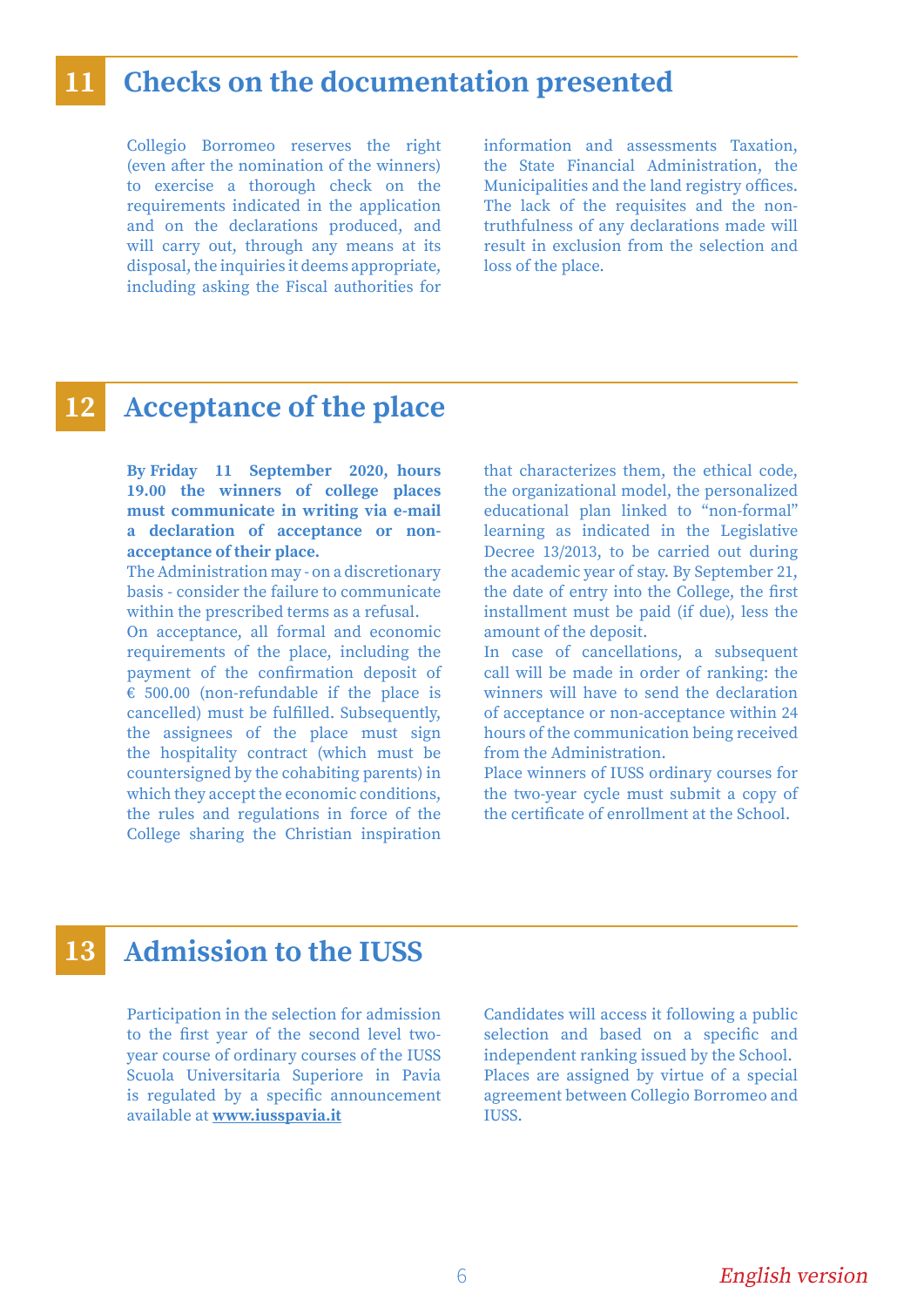## 11 Checks on the documentation presented

Collegio Borromeo reserves the right (even after the nomination of the winners) to exercise a thorough check on the requirements indicated in the application and on the declarations produced, and will carry out, through any means at its disposal, the inquiries it deems appropriate, including asking the Fiscal authorities for information and assessments Taxation, the State Financial Administration, the Municipalities and the land registry offices. The lack of the requisites and the non-truthfulness of any declarations made will result in exclusion from the selection and loss of the place.

## 12 Acceptance of the place

**By Friday 11 September 2020, hours 19.00 the winners of college places must communicate in writing via e-mail a declaration of acceptance or non-acceptance of their place.**

The Administration may - on a discretionary basis - consider the failure to communicate within the prescribed terms as a refusal.

On acceptance, all formal and economic requirements of the place, including the payment of the confirmation deposit of € 500.00 (non-refundable if the place is cancelled) must be fulfilled. Subsequently, the assignees of the place must sign the hospitality contract (which must be countersigned by the cohabiting parents) in which they accept the economic conditions, the rules and regulations in force of the College sharing the Christian inspiration that characterizes them, the ethical code, the organizational model, the personalized educational plan linked to "non-formal" learning as indicated in the Legislative Decree 13/2013, to be carried out during the academic year of stay. By September 21, the date of entry into the College, the first installment must be paid (if due), less the amount of the deposit.

In case of cancellations, a subsequent call will be made in order of ranking: the winners will have to send the declaration of acceptance or non-acceptance within 24 hours of the communication being received from the Administration.

Place winners of IUSS ordinary courses for the two-year cycle must submit a copy of the certificate of enrollment at the School.

## 13 Admission to the IUSS

Participation in the selection for admission to the first year of the second level two-year course of ordinary courses of the IUSS Scuola Universitaria Superiore in Pavia is regulated by a specific announcement available at **www.iusspavia.it**

Candidates will access it following a public selection and based on a specific and independent ranking issued by the School. Places are assigned by virtue of a special agreement between Collegio Borromeo and IUSS.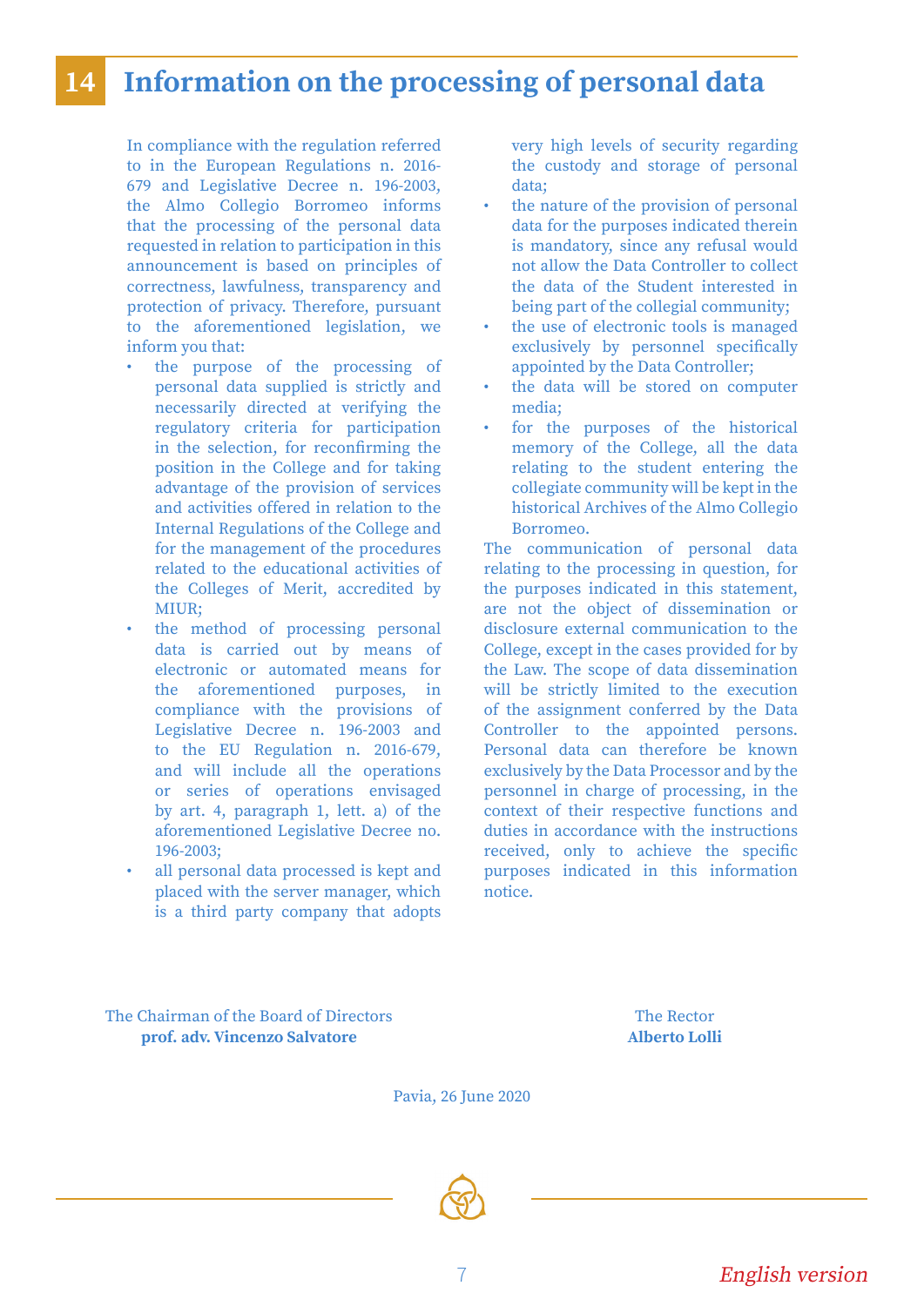## 14 Information on the processing of personal data

In compliance with the regulation referred to in the European Regulations n. 2016-679 and Legislative Decree n. 196-2003, the Almo Collegio Borromeo informs that the processing of the personal data requested in relation to participation in this announcement is based on principles of correctness, lawfulness, transparency and protection of privacy. Therefore, pursuant to the aforementioned legislation, we inform you that:

- the purpose of the processing of personal data supplied is strictly and necessarily directed at verifying the regulatory criteria for participation in the selection, for reconfirming the position in the College and for taking advantage of the provision of services and activities offered in relation to the Internal Regulations of the College and for the management of the procedures related to the educational activities of the Colleges of Merit, accredited by MIUR;
- the method of processing personal data is carried out by means of electronic or automated means for the aforementioned purposes, in compliance with the provisions of Legislative Decree n. 196-2003 and to the EU Regulation n. 2016-679, and will include all the operations or series of operations envisaged by art. 4, paragraph 1, lett. a) of the aforementioned Legislative Decree no. 196-2003;
- all personal data processed is kept and placed with the server manager, which is a third party company that adopts very high levels of security regarding the custody and storage of personal data;
- the nature of the provision of personal data for the purposes indicated therein is mandatory, since any refusal would not allow the Data Controller to collect the data of the Student interested in being part of the collegial community;
- the use of electronic tools is managed exclusively by personnel specifically appointed by the Data Controller;
- the data will be stored on computer media;
- for the purposes of the historical memory of the College, all the data relating to the student entering the collegiate community will be kept in the historical Archives of the Almo Collegio Borromeo.

The communication of personal data relating to the processing in question, for the purposes indicated in this statement, are not the object of dissemination or disclosure external communication to the College, except in the cases provided for by the Law. The scope of data dissemination will be strictly limited to the execution of the assignment conferred by the Data Controller to the appointed persons. Personal data can therefore be known exclusively by the Data Processor and by the personnel in charge of processing, in the context of their respective functions and duties in accordance with the instructions received, only to achieve the specific purposes indicated in this information notice.

The Chairman of the Board of Directors
**prof. adv. Vincenzo Salvatore**

The Rector
**Alberto Lolli**

Pavia, 26 June 2020